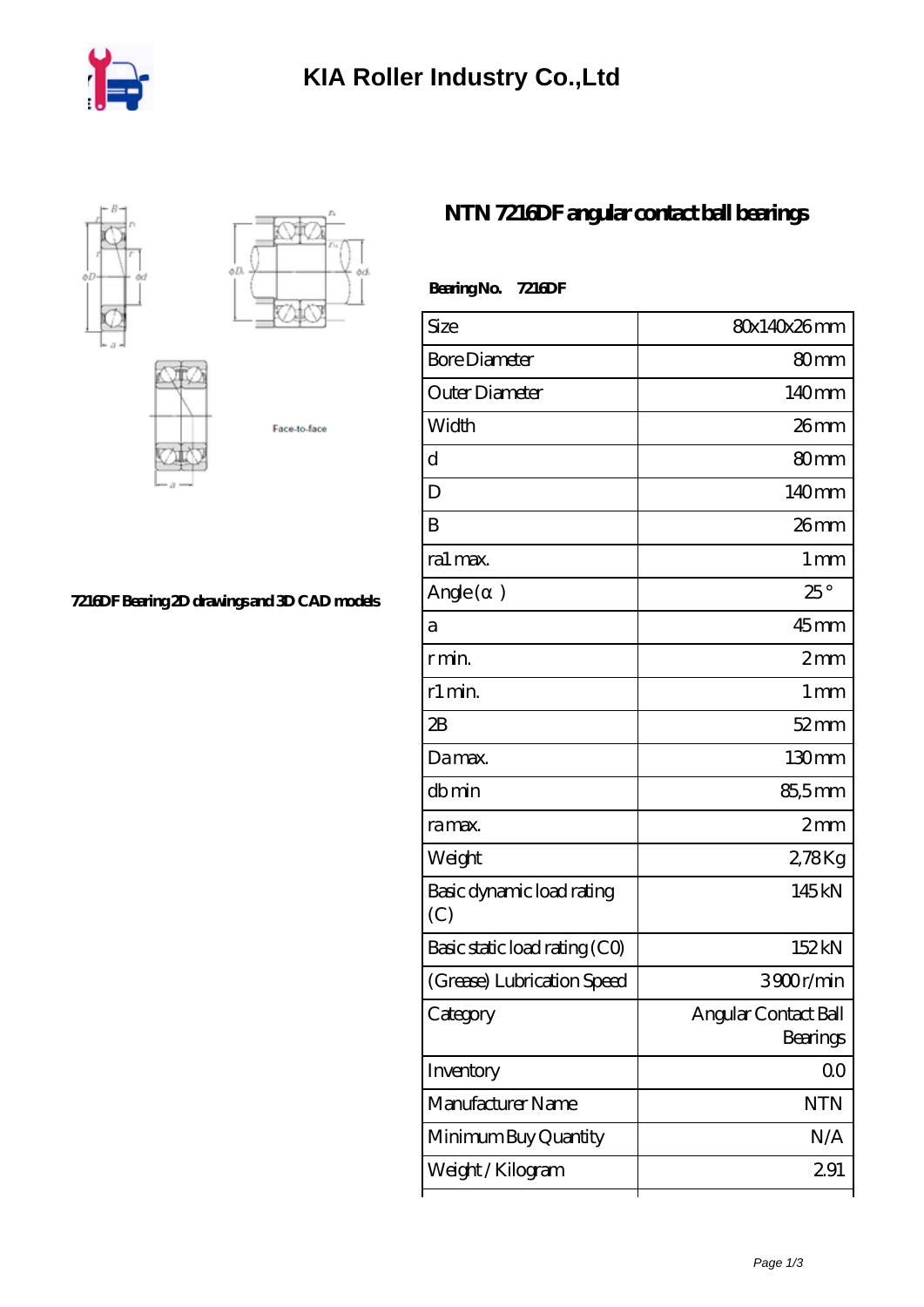# KIA Roller Industry Co.,Ltd

7216DF Bearing 2D drawings and 3D CAD models

## NTN 7216DF angular contact ball bearings

**Bearing No. 7216DF**

| Size | 80x140x26 mm |
|---|---|
| Bore Diameter | 80 mm |
| Outer Diameter | 140 mm |
| Width | 26 mm |
| d | 80 mm |
| D | 140 mm |
| B | 26 mm |
| ra1 max. | 1 mm |
| Angle (α ) | 25 ° |
| a | 45 mm |
| r min. | 2 mm |
| r1 min. | 1 mm |
| 2B | 52 mm |
| Da max. | 130 mm |
| db min | 85,5 mm |
| ra max. | 2 mm |
| Weight | 2,78 Kg |
| Basic dynamic load rating (C) | 145 kN |
| Basic static load rating (C0) | 152 kN |
| (Grease) Lubrication Speed | 3900 r/min |
| Category | Angular Contact Ball Bearings |
| Inventory | 0.0 |
| Manufacturer Name | NTN |
| Minimum Buy Quantity | N/A |
| Weight / Kilogram | 2.91 |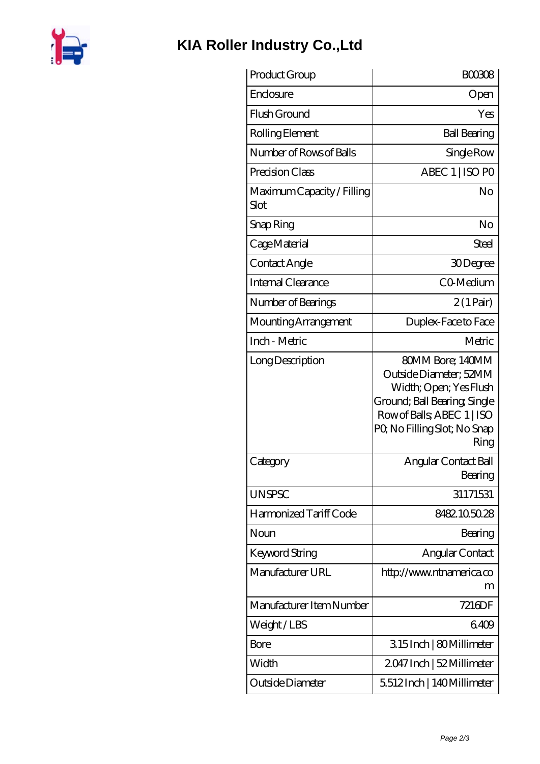# KIA Roller Industry Co.,Ltd

| Product Group | B00308 |
|---|---|
| Enclosure | Open |
| Flush Ground | Yes |
| Rolling Element | Ball Bearing |
| Number of Rows of Balls | Single Row |
| Precision Class | ABEC 1 \| ISO P0 |
| Maximum Capacity / Filling Slot | No |
| Snap Ring | No |
| Cage Material | Steel |
| Contact Angle | 30 Degree |
| Internal Clearance | C0-Medium |
| Number of Bearings | 2 (1 Pair) |
| Mounting Arrangement | Duplex-Face to Face |
| Inch - Metric | Metric |
| Long Description | 80MM Bore; 140MM Outside Diameter; 52MM Width; Open; Yes Flush Ground; Ball Bearing; Single Row of Balls; ABEC 1 \| ISO P0; No Filling Slot; No Snap Ring |
| Category | Angular Contact Ball Bearing |
| UNSPSC | 31171531 |
| Harmonized Tariff Code | 8482.10.50.28 |
| Noun | Bearing |
| Keyword String | Angular Contact |
| Manufacturer URL | http://www.ntnamerica.com |
| Manufacturer Item Number | 7216DF |
| Weight / LBS | 6.409 |
| Bore | 3.15 Inch \| 80 Millimeter |
| Width | 2.047 Inch \| 52 Millimeter |
| Outside Diameter | 5.512 Inch \| 140 Millimeter |